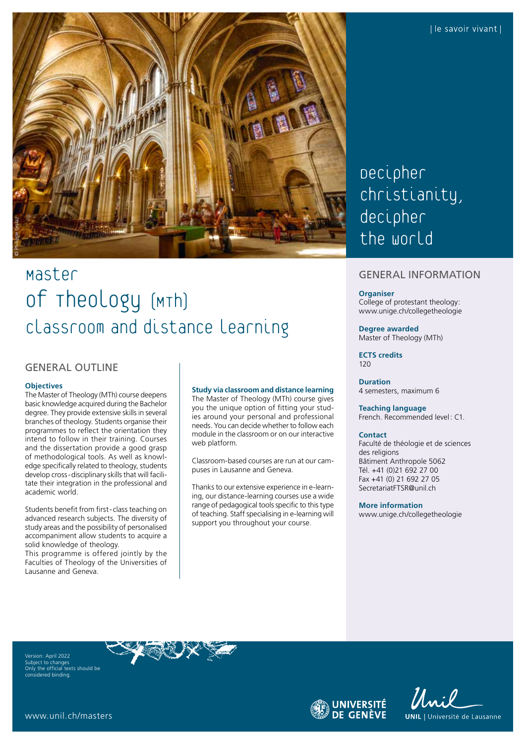| le savoir vivant |

# Master of Theology (MTh) classroom and distance learning

decipher christianity, decipher the world

## GENERAL OUTLINE

**Objectives**

The Master of Theology (MTh) course deepens basic knowledge acquired during the Bachelor degree. They provide extensive skills in several branches of theology. Students organise their programmes to reflect the orientation they intend to follow in their training. Courses and the dissertation provide a good grasp of methodological tools. As well as knowledge specifically related to theology, students develop cross-disciplinary skills that will facilitate their integration in the professional and academic world.

Students benefit from first-class teaching on advanced research subjects. The diversity of study areas and the possibility of personalised accompaniment allow students to acquire a solid knowledge of theology.

This programme is offered jointly by the Faculties of Theology of the Universities of Lausanne and Geneva.

**Study via classroom and distance learning**

The Master of Theology (MTh) course gives you the unique option of fitting your studies around your personal and professional needs. You can decide whether to follow each module in the classroom or on our interactive web platform.

Classroom-based courses are run at our campuses in Lausanne and Geneva.

Thanks to our extensive experience in e-learning, our distance-learning courses use a wide range of pedagogical tools specific to this type of teaching. Staff specialising in e-learning will support you throughout your course.

## GENERAL INFORMATION

**Organiser**
College of protestant theology:
www.unige.ch/collegetheologie

**Degree awarded**
Master of Theology (MTh)

**ECTS credits**
120

**Duration**
4 semesters, maximum 6

**Teaching language**
French. Recommended level: C1.

**Contact**
Faculté de théologie et de sciences des religions
Bâtiment Anthropole 5062
Tél. +41 (0)21 692 27 00
Fax +41 (0) 21 692 27 05
SecretariatFTSR@unil.ch

**More information**
www.unige.ch/collegetheologie

Version: April 2022
Subject to changes
Only the official texts should be considered binding.

www.unil.ch/masters

UNIVERSITÉ DE GENÈVE

UNIL | Université de Lausanne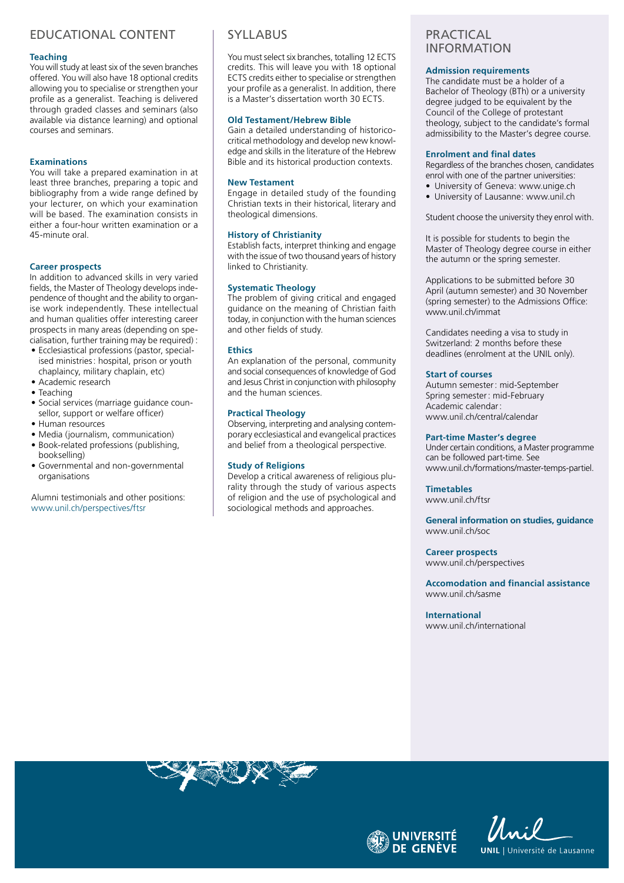## EDUCATIONAL CONTENT

### Teaching

You will study at least six of the seven branches offered. You will also have 18 optional credits allowing you to specialise or strengthen your profile as a generalist. Teaching is delivered through graded classes and seminars (also available via distance learning) and optional courses and seminars.

### Examinations

You will take a prepared examination in at least three branches, preparing a topic and bibliography from a wide range defined by your lecturer, on which your examination will be based. The examination consists in either a four-hour written examination or a 45-minute oral.

### Career prospects

In addition to advanced skills in very varied fields, the Master of Theology develops independence of thought and the ability to organise work independently. These intellectual and human qualities offer interesting career prospects in many areas (depending on specialisation, further training may be required) :

- Ecclesiastical professions (pastor, specialised ministries : hospital, prison or youth chaplaincy, military chaplain, etc)
- Academic research
- Teaching
- Social services (marriage guidance counsellor, support or welfare officer)
- Human resources
- Media (journalism, communication)
- Book-related professions (publishing, bookselling)
- Governmental and non-governmental organisations

Alumni testimonials and other positions: www.unil.ch/perspectives/ftsr

## SYLLABUS

You must select six branches, totalling 12 ECTS credits. This will leave you with 18 optional ECTS credits either to specialise or strengthen your profile as a generalist. In addition, there is a Master's dissertation worth 30 ECTS.

### Old Testament/Hebrew Bible

Gain a detailed understanding of historico-critical methodology and develop new knowledge and skills in the literature of the Hebrew Bible and its historical production contexts.

### New Testament

Engage in detailed study of the founding Christian texts in their historical, literary and theological dimensions.

### History of Christianity

Establish facts, interpret thinking and engage with the issue of two thousand years of history linked to Christianity.

### Systematic Theology

The problem of giving critical and engaged guidance on the meaning of Christian faith today, in conjunction with the human sciences and other fields of study.

### Ethics

An explanation of the personal, community and social consequences of knowledge of God and Jesus Christ in conjunction with philosophy and the human sciences.

### Practical Theology

Observing, interpreting and analysing contemporary ecclesiastical and evangelical practices and belief from a theological perspective.

### Study of Religions

Develop a critical awareness of religious plurality through the study of various aspects of religion and the use of psychological and sociological methods and approaches.

## PRACTICAL INFORMATION

### Admission requirements

The candidate must be a holder of a Bachelor of Theology (BTh) or a university degree judged to be equivalent by the Council of the College of protestant theology, subject to the candidate's formal admissibility to the Master's degree course.

### Enrolment and final dates

Regardless of the branches chosen, candidates enrol with one of the partner universities:

- University of Geneva: www.unige.ch
- University of Lausanne: www.unil.ch

Student choose the university they enrol with.

It is possible for students to begin the Master of Theology degree course in either the autumn or the spring semester.

Applications to be submitted before 30 April (autumn semester) and 30 November (spring semester) to the Admissions Office: www.unil.ch/immat

Candidates needing a visa to study in Switzerland: 2 months before these deadlines (enrolment at the UNIL only).

### Start of courses

Autumn semester : mid-September
Spring semester : mid-February
Academic calendar :
www.unil.ch/central/calendar

### Part-time Master's degree

Under certain conditions, a Master programme can be followed part-time. See www.unil.ch/formations/master-temps-partiel.

### Timetables

www.unil.ch/ftsr

### General information on studies, guidance

www.unil.ch/soc

### Career prospects

www.unil.ch/perspectives

### Accomodation and financial assistance

www.unil.ch/sasme

### International

www.unil.ch/international

UNIVERSITÉ DE GENÈVE

UNIL | Université de Lausanne